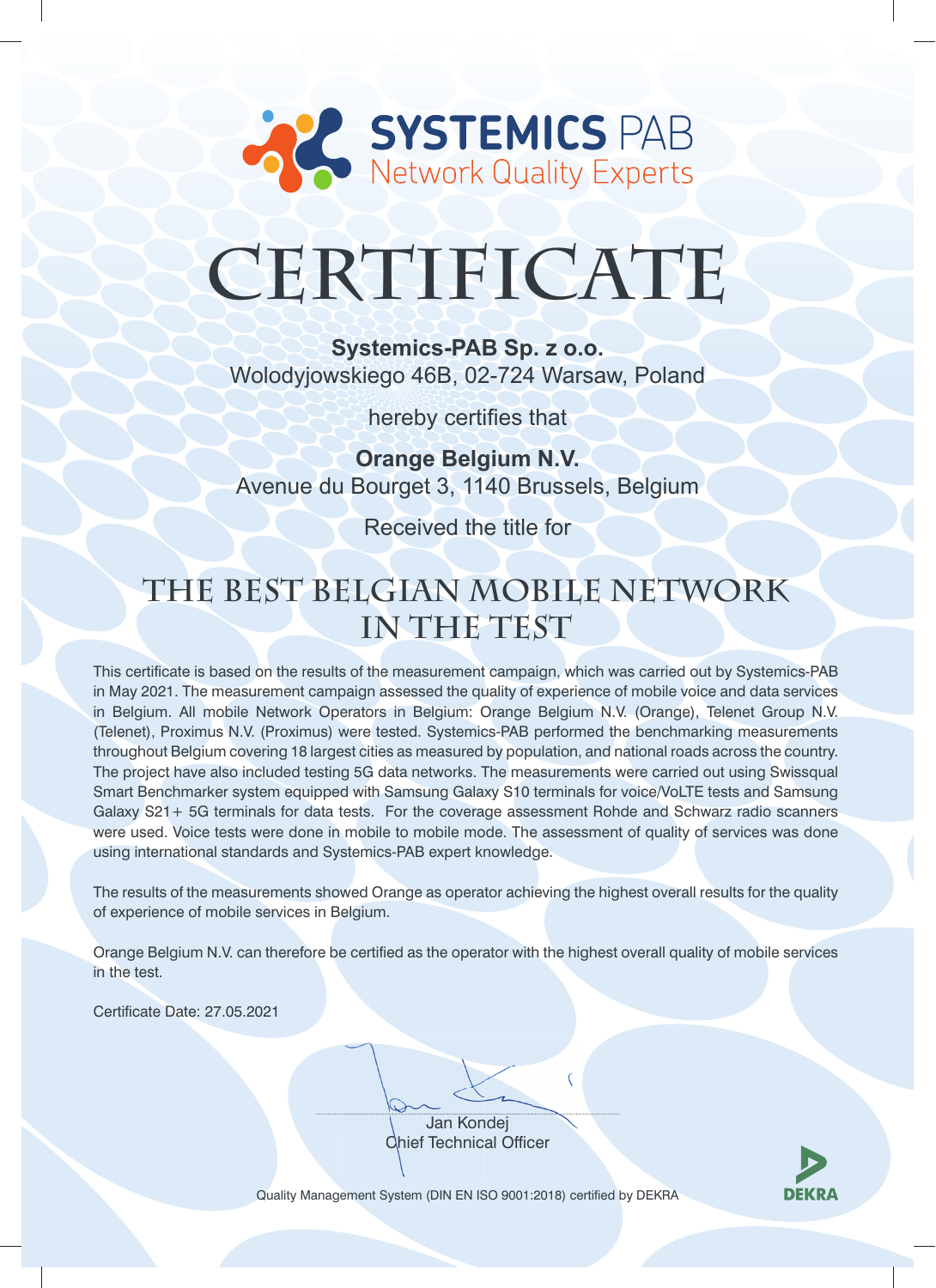**SYSTEMICS PAB**
Network Quality Experts

# CERTIFICATE

**Systemics-PAB Sp. z o.o.**
Wolodyjowskiego 46B, 02-724 Warsaw, Poland

hereby certifies that

**Orange Belgium N.V.**
Avenue du Bourget 3, 1140 Brussels, Belgium

Received the title for

## THE BEST BELGIAN MOBILE NETWORK IN THE TEST

This certificate is based on the results of the measurement campaign, which was carried out by Systemics-PAB in May 2021. The measurement campaign assessed the quality of experience of mobile voice and data services in Belgium. All mobile Network Operators in Belgium: Orange Belgium N.V. (Orange), Telenet Group N.V. (Telenet), Proximus N.V. (Proximus) were tested. Systemics-PAB performed the benchmarking measurements throughout Belgium covering 18 largest cities as measured by population, and national roads across the country. The project have also included testing 5G data networks. The measurements were carried out using Swissqual Smart Benchmarker system equipped with Samsung Galaxy S10 terminals for voice/VoLTE tests and Samsung Galaxy S21+ 5G terminals for data tests. For the coverage assessment Rohde and Schwarz radio scanners were used. Voice tests were done in mobile to mobile mode. The assessment of quality of services was done using international standards and Systemics-PAB expert knowledge.

The results of the measurements showed Orange as operator achieving the highest overall results for the quality of experience of mobile services in Belgium.

Orange Belgium N.V. can therefore be certified as the operator with the highest overall quality of mobile services in the test.

Certificate Date: 27.05.2021

Jan Kondej
Chief Technical Officer

Quality Management System (DIN EN ISO 9001:2018) certified by DEKRA

DEKRA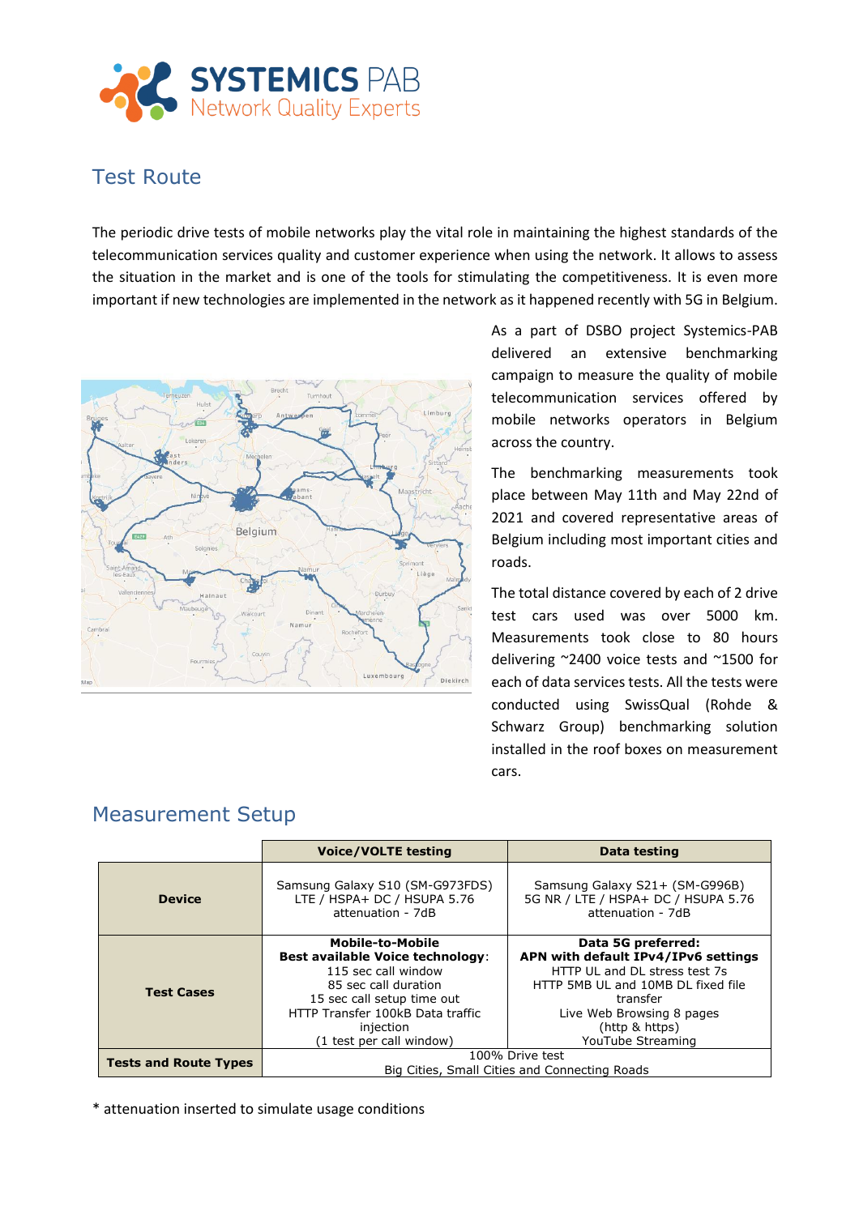## Test Route

The periodic drive tests of mobile networks play the vital role in maintaining the highest standards of the telecommunication services quality and customer experience when using the network. It allows to assess the situation in the market and is one of the tools for stimulating the competitiveness. It is even more important if new technologies are implemented in the network as it happened recently with 5G in Belgium.

As a part of DSBO project Systemics-PAB delivered an extensive benchmarking campaign to measure the quality of mobile telecommunication services offered by mobile networks operators in Belgium across the country.

The benchmarking measurements took place between May 11th and May 22nd of 2021 and covered representative areas of Belgium including most important cities and roads.

The total distance covered by each of 2 drive test cars used was over 5000 km. Measurements took close to 80 hours delivering ~2400 voice tests and ~1500 for each of data services tests. All the tests were conducted using SwissQual (Rohde & Schwarz Group) benchmarking solution installed in the roof boxes on measurement cars.

## Measurement Setup

| | Voice/VOLTE testing | Data testing |
|---|---|---|
| **Device** | Samsung Galaxy S10 (SM-G973FDS)<br>LTE / HSPA+ DC / HSUPA 5.76<br>attenuation - 7dB | Samsung Galaxy S21+ (SM-G996B)<br>5G NR / LTE / HSPA+ DC / HSUPA 5.76<br>attenuation - 7dB |
| **Test Cases** | **Mobile-to-Mobile**<br>**Best available Voice technology**:<br>115 sec call window<br>85 sec call duration<br>15 sec call setup time out<br>HTTP Transfer 100kB Data traffic injection<br>(1 test per call window) | **Data 5G preferred:**<br>**APN with default IPv4/IPv6 settings**<br>HTTP UL and DL stress test 7s<br>HTTP 5MB UL and 10MB DL fixed file transfer<br>Live Web Browsing 8 pages<br>(http & https)<br>YouTube Streaming |
| **Tests and Route Types** | 100% Drive test<br>Big Cities, Small Cities and Connecting Roads | |

* attenuation inserted to simulate usage conditions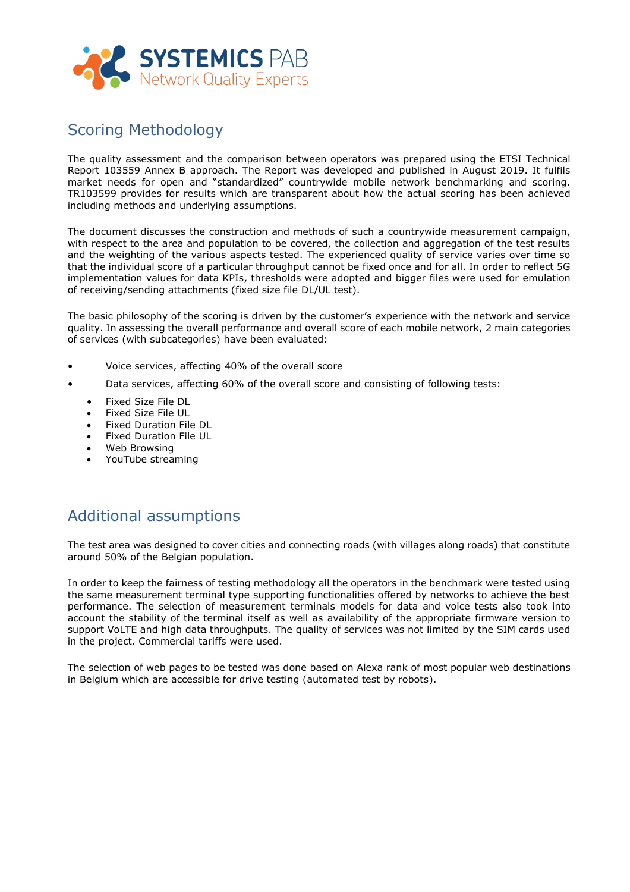## Scoring Methodology

The quality assessment and the comparison between operators was prepared using the ETSI Technical Report 103559 Annex B approach. The Report was developed and published in August 2019. It fulfils market needs for open and "standardized" countrywide mobile network benchmarking and scoring. TR103599 provides for results which are transparent about how the actual scoring has been achieved including methods and underlying assumptions.

The document discusses the construction and methods of such a countrywide measurement campaign, with respect to the area and population to be covered, the collection and aggregation of the test results and the weighting of the various aspects tested. The experienced quality of service varies over time so that the individual score of a particular throughput cannot be fixed once and for all. In order to reflect 5G implementation values for data KPIs, thresholds were adopted and bigger files were used for emulation of receiving/sending attachments (fixed size file DL/UL test).

The basic philosophy of the scoring is driven by the customer's experience with the network and service quality. In assessing the overall performance and overall score of each mobile network, 2 main categories of services (with subcategories) have been evaluated:

- Voice services, affecting 40% of the overall score
- Data services, affecting 60% of the overall score and consisting of following tests:
  - Fixed Size File DL
  - Fixed Size File UL
  - Fixed Duration File DL
  - Fixed Duration File UL
  - Web Browsing
  - YouTube streaming

## Additional assumptions

The test area was designed to cover cities and connecting roads (with villages along roads) that constitute around 50% of the Belgian population.

In order to keep the fairness of testing methodology all the operators in the benchmark were tested using the same measurement terminal type supporting functionalities offered by networks to achieve the best performance. The selection of measurement terminals models for data and voice tests also took into account the stability of the terminal itself as well as availability of the appropriate firmware version to support VoLTE and high data throughputs. The quality of services was not limited by the SIM cards used in the project. Commercial tariffs were used.

The selection of web pages to be tested was done based on Alexa rank of most popular web destinations in Belgium which are accessible for drive testing (automated test by robots).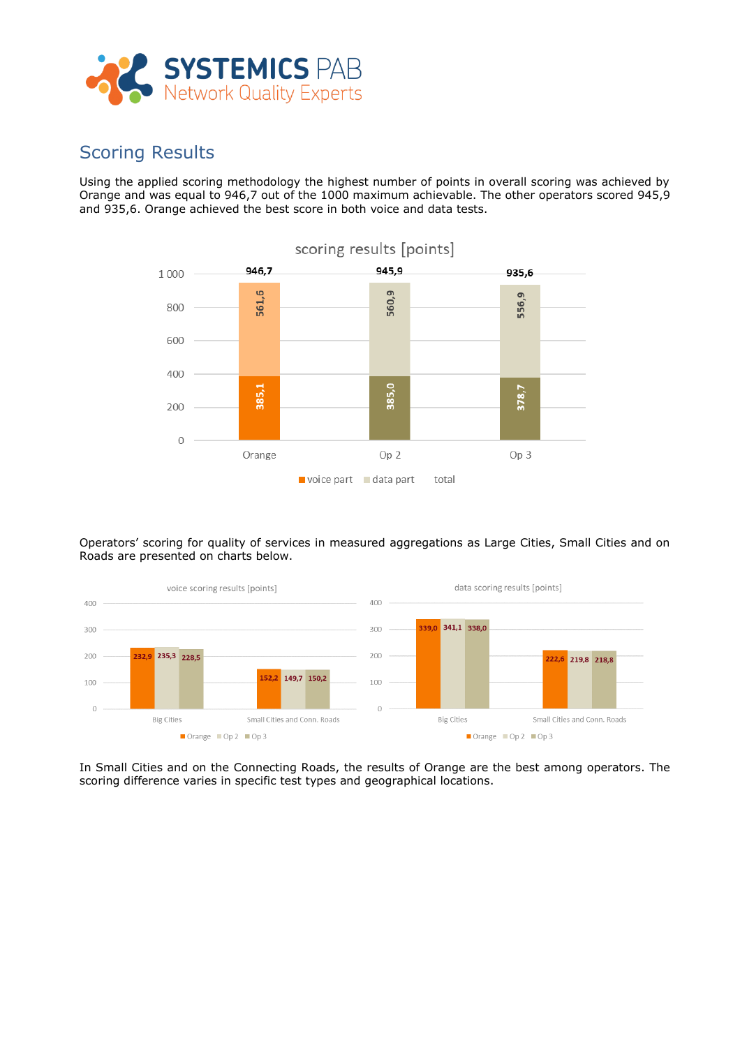## Scoring Results

Using the applied scoring methodology the highest number of points in overall scoring was achieved by Orange and was equal to 946,7 out of the 1000 maximum achievable. The other operators scored 945,9 and 935,6. Orange achieved the best score in both voice and data tests.

**scoring results [points]**

| | Orange | Op 2 | Op 3 |
|---|---|---|---|
| voice part | 385,1 | 385,0 | 378,7 |
| data part | 561,6 | 560,9 | 556,9 |
| total | 946,7 | 945,9 | 935,6 |

Operators' scoring for quality of services in measured aggregations as Large Cities, Small Cities and on Roads are presented on charts below.

**voice scoring results [points]**

| | Orange | Op 2 | Op 3 |
|---|---|---|---|
| Big Cities | 232,9 | 235,3 | 228,5 |
| Small Cities and Conn. Roads | 152,2 | 149,7 | 150,2 |

**data scoring results [points]**

| | Orange | Op 2 | Op 3 |
|---|---|---|---|
| Big Cities | 339,0 | 341,1 | 338,0 |
| Small Cities and Conn. Roads | 222,6 | 219,8 | 218,8 |

In Small Cities and on the Connecting Roads, the results of Orange are the best among operators. The scoring difference varies in specific test types and geographical locations.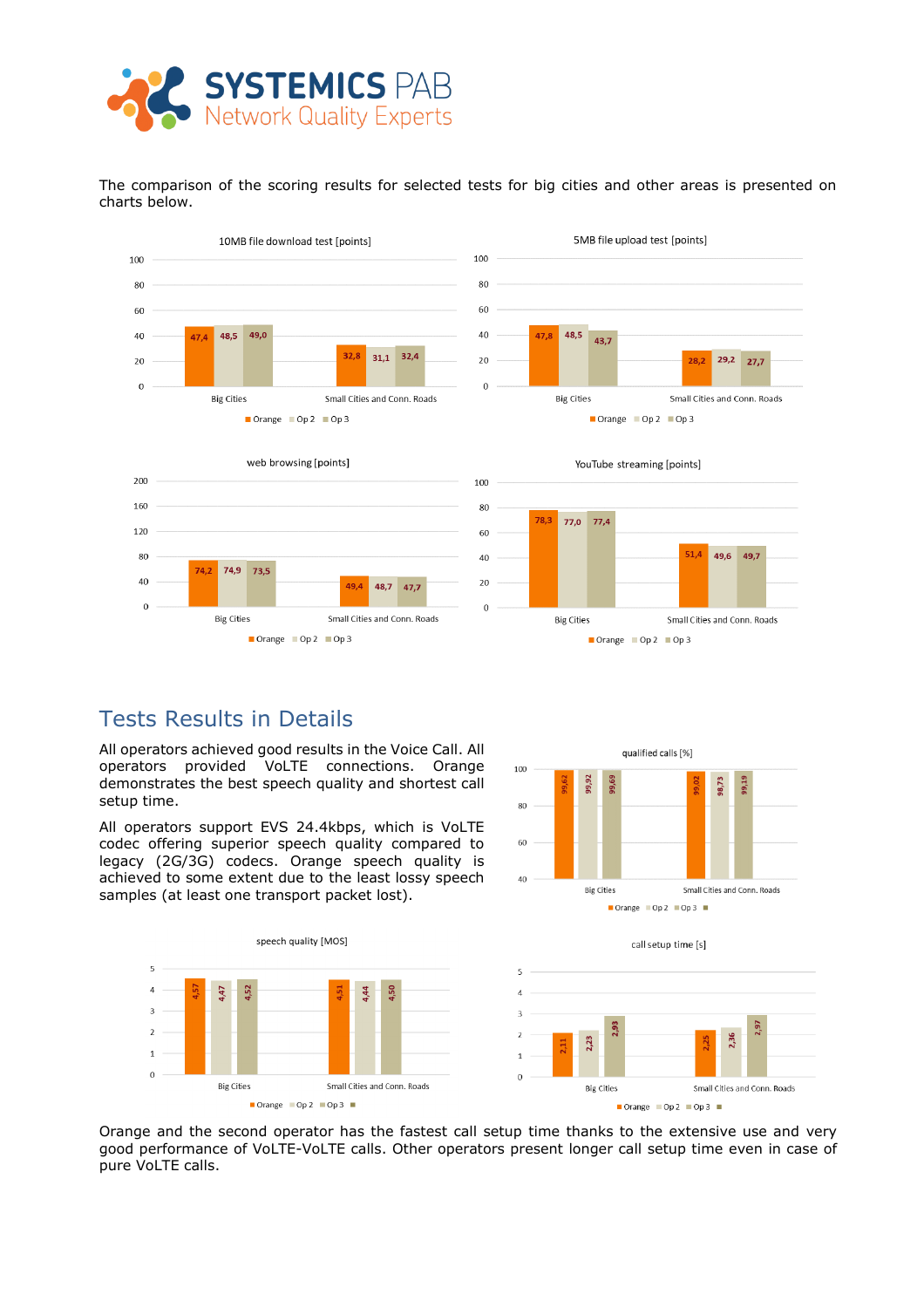The comparison of the scoring results for selected tests for big cities and other areas is presented on charts below.

**10MB file download test [points]**

| | Orange | Op 2 | Op 3 |
|---|---|---|---|
| Big Cities | 47,4 | 48,5 | 49,0 |
| Small Cities and Conn. Roads | 32,8 | 31,1 | 32,4 |

**5MB file upload test [points]**

| | Orange | Op 2 | Op 3 |
|---|---|---|---|
| Big Cities | 47,8 | 48,5 | 43,7 |
| Small Cities and Conn. Roads | 28,2 | 29,2 | 27,7 |

**web browsing [points]**

| | Orange | Op 2 | Op 3 |
|---|---|---|---|
| Big Cities | 74,2 | 74,9 | 73,5 |
| Small Cities and Conn. Roads | 49,4 | 48,7 | 47,7 |

**YouTube streaming [points]**

| | Orange | Op 2 | Op 3 |
|---|---|---|---|
| Big Cities | 78,3 | 77,0 | 77,4 |
| Small Cities and Conn. Roads | 51,4 | 49,6 | 49,7 |

## Tests Results in Details

All operators achieved good results in the Voice Call. All operators provided VoLTE connections. Orange demonstrates the best speech quality and shortest call setup time.

All operators support EVS 24.4kbps, which is VoLTE codec offering superior speech quality compared to legacy (2G/3G) codecs. Orange speech quality is achieved to some extent due to the least lossy speech samples (at least one transport packet lost).

**qualified calls [%]**

| | Orange | Op 2 | Op 3 |
|---|---|---|---|
| Big Cities | 99,62 | 99,92 | 99,69 |
| Small Cities and Conn. Roads | 99,02 | 98,73 | 99,19 |

**speech quality [MOS]**

| | Orange | Op 2 | Op 3 |
|---|---|---|---|
| Big Cities | 4,57 | 4,47 | 4,52 |
| Small Cities and Conn. Roads | 4,51 | 4,44 | 4,50 |

**call setup time [s]**

| | Orange | Op 2 | Op 3 |
|---|---|---|---|
| Big Cities | 2,11 | 2,23 | 2,93 |
| Small Cities and Conn. Roads | 2,25 | 2,36 | 2,97 |

Orange and the second operator has the fastest call setup time thanks to the extensive use and very good performance of VoLTE-VoLTE calls. Other operators present longer call setup time even in case of pure VoLTE calls.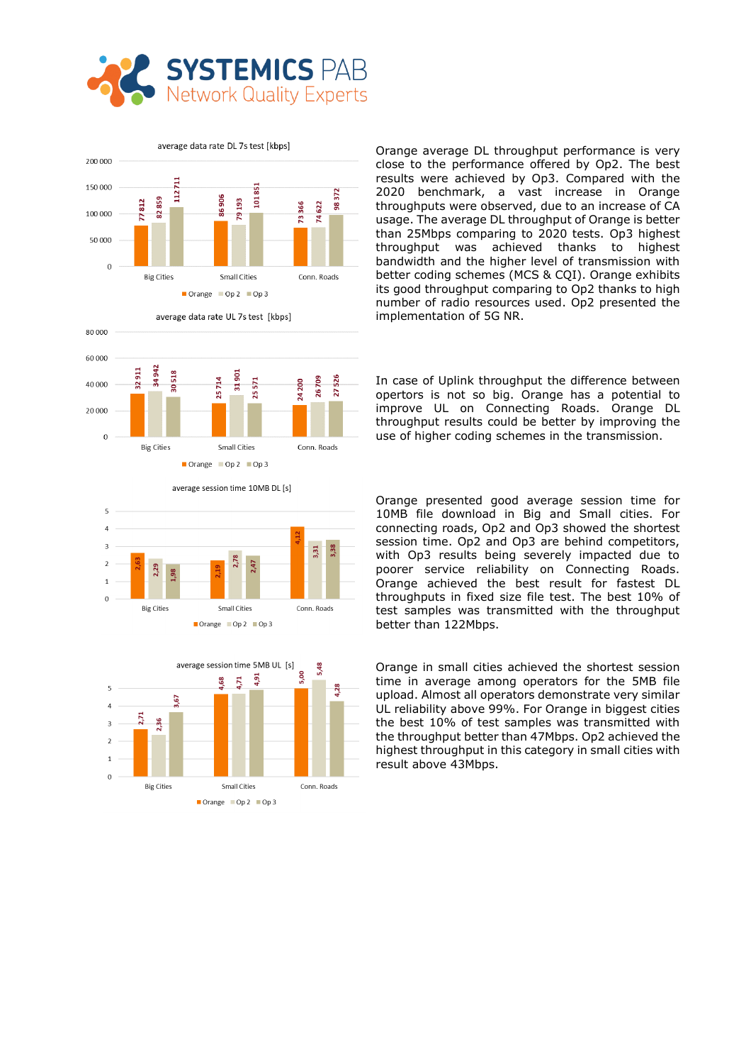**average data rate DL 7s test [kbps]**

| | Orange | Op 2 | Op 3 |
|---|---|---|---|
| Big Cities | 77 812 | 82 859 | 112 711 |
| Small Cities | 86 906 | 79 193 | 101 851 |
| Conn. Roads | 73 366 | 74 622 | 98 372 |

Orange average DL throughput performance is very close to the performance offered by Op2. The best results were achieved by Op3. Compared with the 2020 benchmark, a vast increase in Orange throughputs were observed, due to an increase of CA usage. The average DL throughput of Orange is better than 25Mbps comparing to 2020 tests. Op3 highest throughput was achieved thanks to highest bandwidth and the higher level of transmission with better coding schemes (MCS & CQI). Orange exhibits its good throughput comparing to Op2 thanks to high number of radio resources used. Op2 presented the implementation of 5G NR.

**average data rate UL 7s test [kbps]**

| | Orange | Op 2 | Op 3 |
|---|---|---|---|
| Big Cities | 32 911 | 34 942 | 30 518 |
| Small Cities | 25 714 | 31 901 | 25 571 |
| Conn. Roads | 24 200 | 26 709 | 27 526 |

In case of Uplink throughput the difference between opertors is not so big. Orange has a potential to improve UL on Connecting Roads. Orange DL throughput results could be better by improving the use of higher coding schemes in the transmission.

**average session time 10MB DL [s]**

| | Orange | Op 2 | Op 3 |
|---|---|---|---|
| Big Cities | 2,63 | 2,29 | 1,98 |
| Small Cities | 2,19 | 2,78 | 2,47 |
| Conn. Roads | 4,12 | 3,31 | 3,38 |

Orange presented good average session time for 10MB file download in Big and Small cities. For connecting roads, Op2 and Op3 showed the shortest session time. Op2 and Op3 are behind competitors, with Op3 results being severely impacted due to poorer service reliability on Connecting Roads. Orange achieved the best result for fastest DL throughputs in fixed size file test. The best 10% of test samples was transmitted with the throughput better than 122Mbps.

**average session time 5MB UL [s]**

| | Orange | Op 2 | Op 3 |
|---|---|---|---|
| Big Cities | 2,71 | 2,36 | 3,67 |
| Small Cities | 4,68 | 4,71 | 4,91 |
| Conn. Roads | 5,00 | 5,48 | 4,28 |

Orange in small cities achieved the shortest session time in average among operators for the 5MB file upload. Almost all operators demonstrate very similar UL reliability above 99%. For Orange in biggest cities the best 10% of test samples was transmitted with the throughput better than 47Mbps. Op2 achieved the highest throughput in this category in small cities with result above 43Mbps.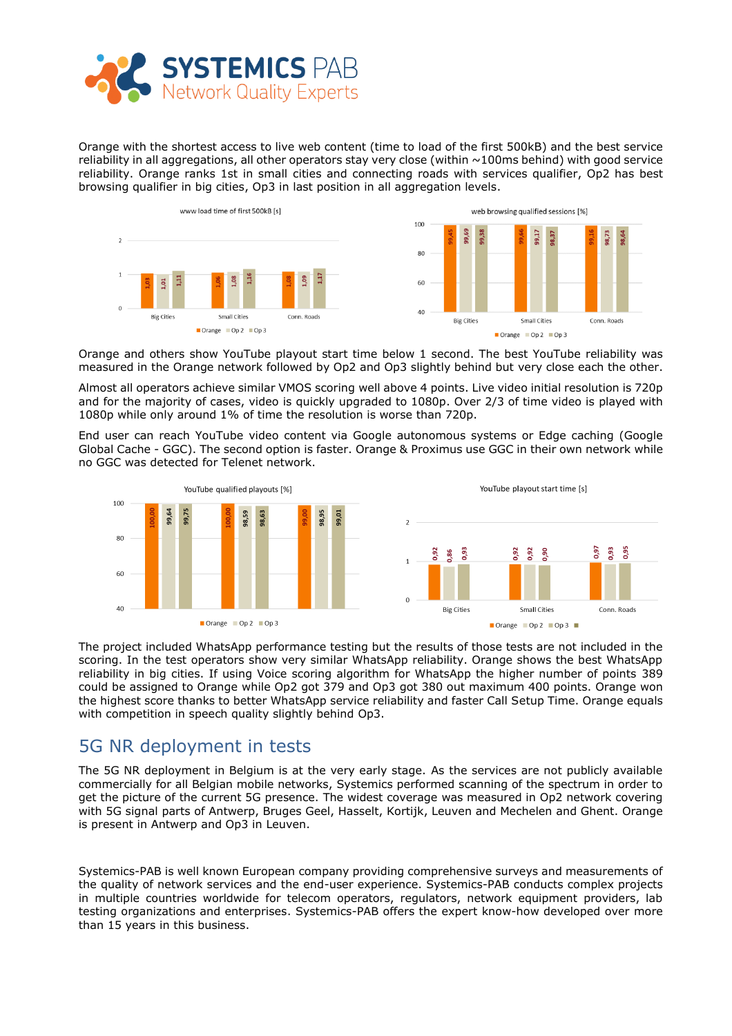Orange with the shortest access to live web content (time to load of the first 500kB) and the best service reliability in all aggregations, all other operators stay very close (within ~100ms behind) with good service reliability. Orange ranks 1st in small cities and connecting roads with services qualifier, Op2 has best browsing qualifier in big cities, Op3 in last position in all aggregation levels.

www load time of first 500kB [s]

2
1
0

1,03 1,01 1,11 — Big Cities
1,06 1,08 1,16 — Small Cities
1,08 1,09 1,17 — Conn. Roads

Orange Op2 Op3

web browsing qualified sessions [%]

100
80
60
40

99,45 99,69 99,38 — Big Cities
99,66 99,17 98,37 — Small Cities
99,16 98,73 98,64 — Conn. Roads

Orange Op2 Op3

Orange and others show YouTube playout start time below 1 second. The best YouTube reliability was measured in the Orange network followed by Op2 and Op3 slightly behind but very close each the other.

Almost all operators achieve similar VMOS scoring well above 4 points. Live video initial resolution is 720p and for the majority of cases, video is quickly upgraded to 1080p. Over 2/3 of time video is played with 1080p while only around 1% of time the resolution is worse than 720p.

End user can reach YouTube video content via Google autonomous systems or Edge caching (Google Global Cache - GGC). The second option is faster. Orange & Proximus use GGC in their own network while no GGC was detected for Telenet network.

YouTube qualified playouts [%]

100
80
60
40

100,00 99,64 99,75
100,00 98,59 98,63
99,00 98,95 99,01

Orange Op2 Op3

YouTube playout start time [s]

2
1
0

0,92 0,86 0,93 — Big Cities
0,92 0,92 0,90 — Small Cities
0,97 0,93 0,95 — Conn. Roads

Orange Op2 Op3

The project included WhatsApp performance testing but the results of those tests are not included in the scoring. In the test operators show very similar WhatsApp reliability. Orange shows the best WhatsApp reliability in big cities. If using Voice scoring algorithm for WhatsApp the higher number of points 389 could be assigned to Orange while Op2 got 379 and Op3 got 380 out maximum 400 points. Orange won the highest score thanks to better WhatsApp service reliability and faster Call Setup Time. Orange equals with competition in speech quality slightly behind Op3.

## 5G NR deployment in tests

The 5G NR deployment in Belgium is at the very early stage. As the services are not publicly available commercially for all Belgian mobile networks, Systemics performed scanning of the spectrum in order to get the picture of the current 5G presence. The widest coverage was measured in Op2 network covering with 5G signal parts of Antwerp, Bruges Geel, Hasselt, Kortijk, Leuven and Mechelen and Ghent. Orange is present in Antwerp and Op3 in Leuven.

Systemics-PAB is well known European company providing comprehensive surveys and measurements of the quality of network services and the end-user experience. Systemics-PAB conducts complex projects in multiple countries worldwide for telecom operators, regulators, network equipment providers, lab testing organizations and enterprises. Systemics-PAB offers the expert know-how developed over more than 15 years in this business.